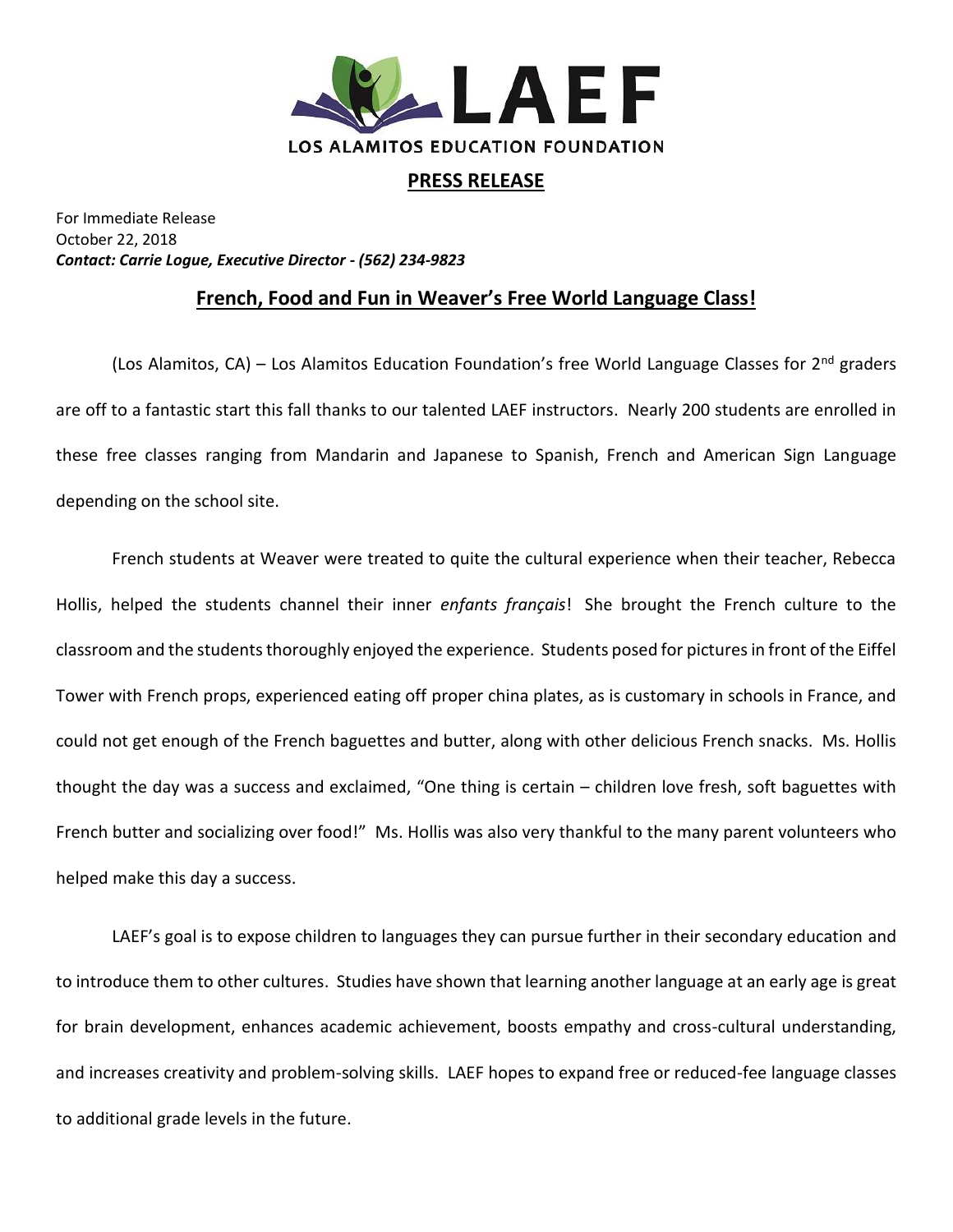LOS ALAMITOS EDUCATION FOUNDATION

**PRESS RELEASE**

For Immediate Release
October 22, 2018
***Contact: Carrie Logue, Executive Director - (562) 234-9823***

## French, Food and Fun in Weaver's Free World Language Class!

(Los Alamitos, CA) – Los Alamitos Education Foundation's free World Language Classes for 2nd graders are off to a fantastic start this fall thanks to our talented LAEF instructors. Nearly 200 students are enrolled in these free classes ranging from Mandarin and Japanese to Spanish, French and American Sign Language depending on the school site.

French students at Weaver were treated to quite the cultural experience when their teacher, Rebecca Hollis, helped the students channel their inner *enfants français*! She brought the French culture to the classroom and the students thoroughly enjoyed the experience. Students posed for pictures in front of the Eiffel Tower with French props, experienced eating off proper china plates, as is customary in schools in France, and could not get enough of the French baguettes and butter, along with other delicious French snacks. Ms. Hollis thought the day was a success and exclaimed, "One thing is certain – children love fresh, soft baguettes with French butter and socializing over food!" Ms. Hollis was also very thankful to the many parent volunteers who helped make this day a success.

LAEF's goal is to expose children to languages they can pursue further in their secondary education and to introduce them to other cultures. Studies have shown that learning another language at an early age is great for brain development, enhances academic achievement, boosts empathy and cross-cultural understanding, and increases creativity and problem-solving skills. LAEF hopes to expand free or reduced-fee language classes to additional grade levels in the future.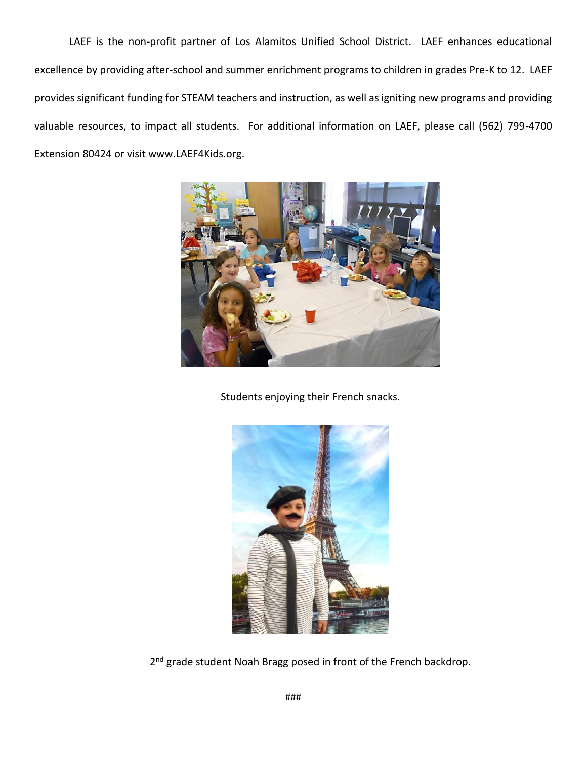LAEF is the non-profit partner of Los Alamitos Unified School District. LAEF enhances educational excellence by providing after-school and summer enrichment programs to children in grades Pre-K to 12. LAEF provides significant funding for STEAM teachers and instruction, as well as igniting new programs and providing valuable resources, to impact all students. For additional information on LAEF, please call (562) 799-4700 Extension 80424 or visit www.LAEF4Kids.org.

Students enjoying their French snacks.

2nd grade student Noah Bragg posed in front of the French backdrop.

###